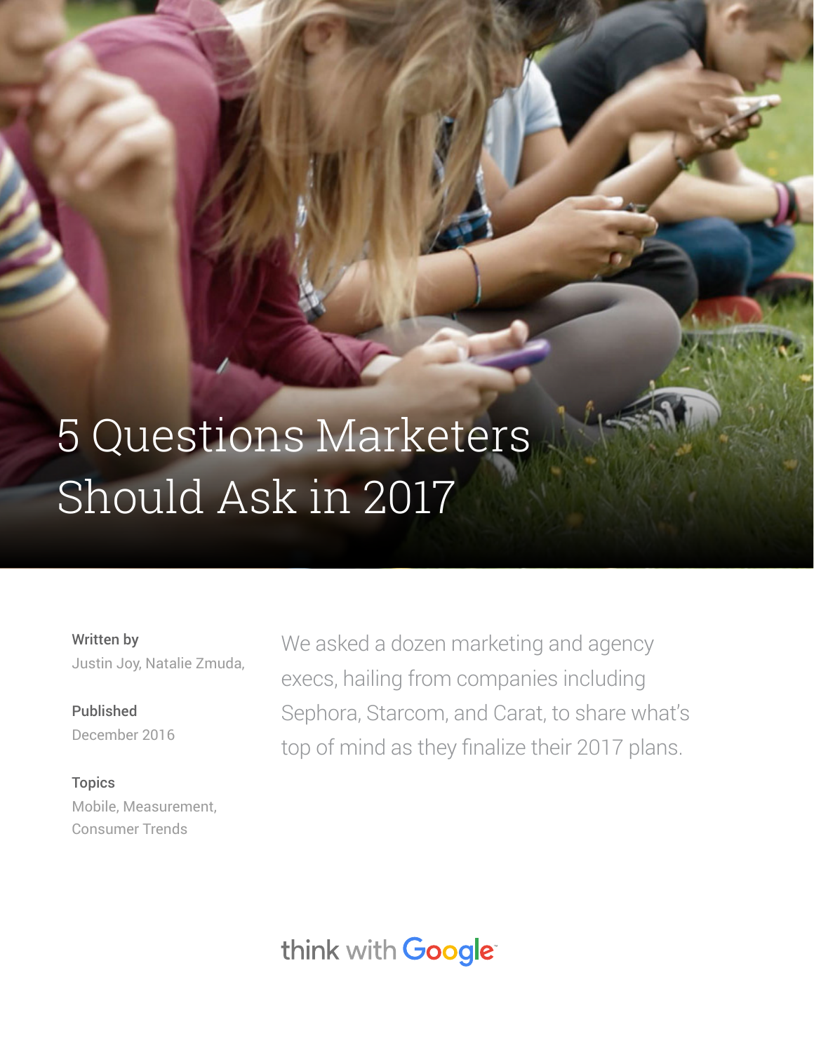# 5 Questions Marketers Should Ask in 2017

**Written by**
Justin Joy, Natalie Zmuda,

**Published**
December 2016

**Topics**
Mobile, Measurement, Consumer Trends

We asked a dozen marketing and agency execs, hailing from companies including Sephora, Starcom, and Carat, to share what's top of mind as they finalize their 2017 plans.

think with Google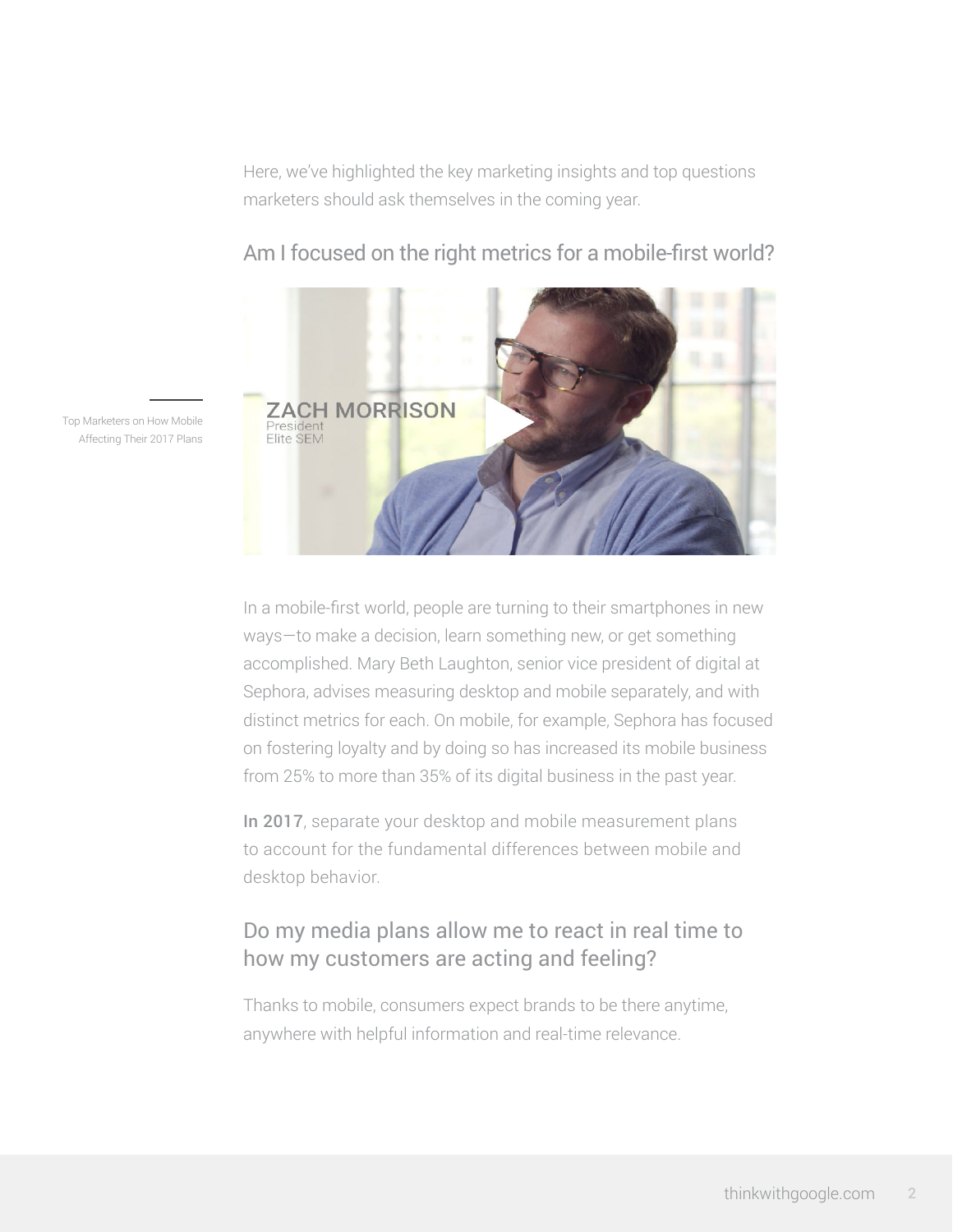Here, we've highlighted the key marketing insights and top questions marketers should ask themselves in the coming year.

## Am I focused on the right metrics for a mobile-first world?

Top Marketers on How Mobile Affecting Their 2017 Plans

ZACH MORRISON
President
Elite SEM

In a mobile-first world, people are turning to their smartphones in new ways—to make a decision, learn something new, or get something accomplished. Mary Beth Laughton, senior vice president of digital at Sephora, advises measuring desktop and mobile separately, and with distinct metrics for each. On mobile, for example, Sephora has focused on fostering loyalty and by doing so has increased its mobile business from 25% to more than 35% of its digital business in the past year.

**In 2017**, separate your desktop and mobile measurement plans to account for the fundamental differences between mobile and desktop behavior.

## Do my media plans allow me to react in real time to how my customers are acting and feeling?

Thanks to mobile, consumers expect brands to be there anytime, anywhere with helpful information and real-time relevance.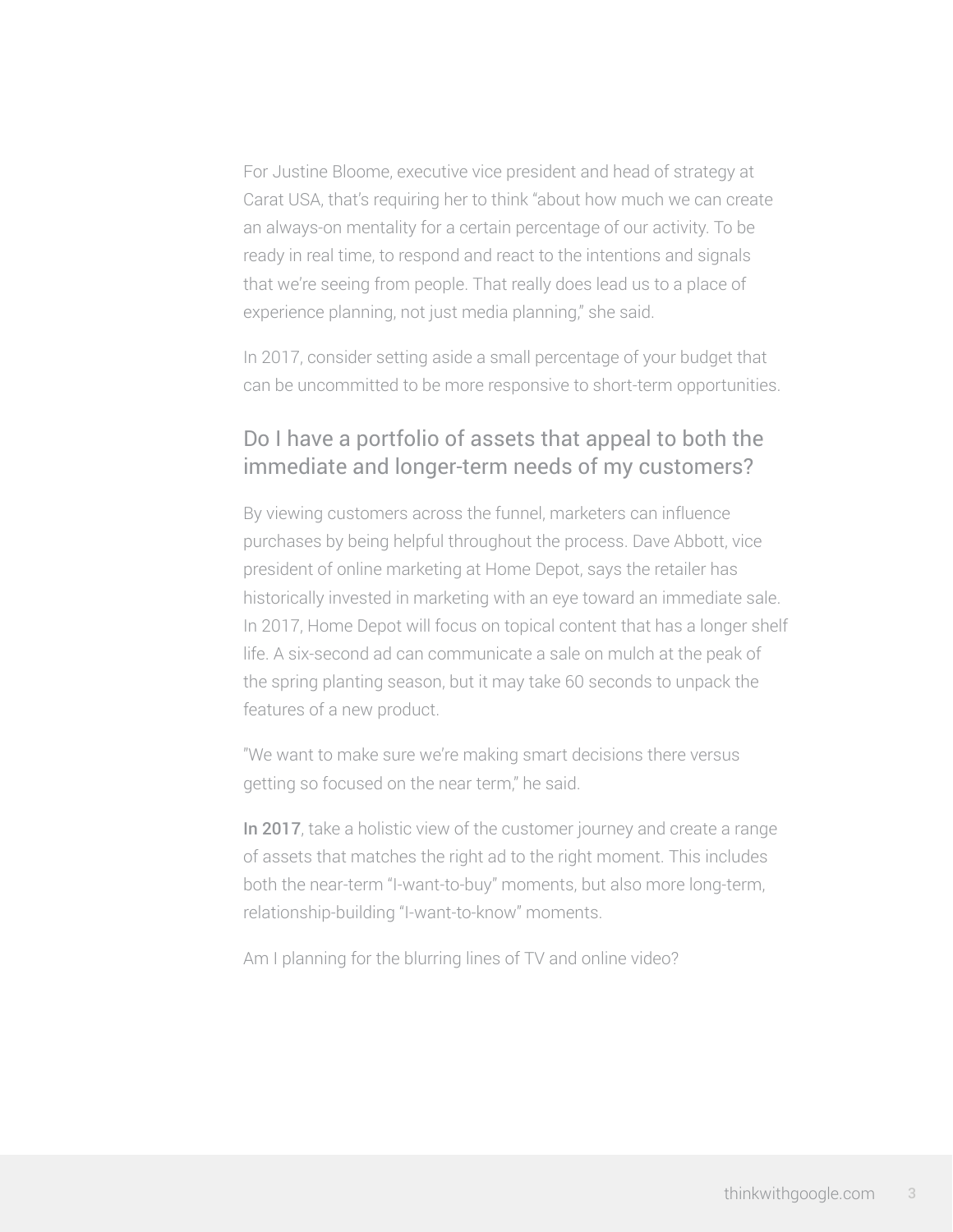For Justine Bloome, executive vice president and head of strategy at Carat USA, that's requiring her to think "about how much we can create an always-on mentality for a certain percentage of our activity. To be ready in real time, to respond and react to the intentions and signals that we're seeing from people. That really does lead us to a place of experience planning, not just media planning," she said.

In 2017, consider setting aside a small percentage of your budget that can be uncommitted to be more responsive to short-term opportunities.

## Do I have a portfolio of assets that appeal to both the immediate and longer-term needs of my customers?

By viewing customers across the funnel, marketers can influence purchases by being helpful throughout the process. Dave Abbott, vice president of online marketing at Home Depot, says the retailer has historically invested in marketing with an eye toward an immediate sale. In 2017, Home Depot will focus on topical content that has a longer shelf life. A six-second ad can communicate a sale on mulch at the peak of the spring planting season, but it may take 60 seconds to unpack the features of a new product.

"We want to make sure we're making smart decisions there versus getting so focused on the near term," he said.

In 2017, take a holistic view of the customer journey and create a range of assets that matches the right ad to the right moment. This includes both the near-term "I-want-to-buy" moments, but also more long-term, relationship-building "I-want-to-know" moments.

Am I planning for the blurring lines of TV and online video?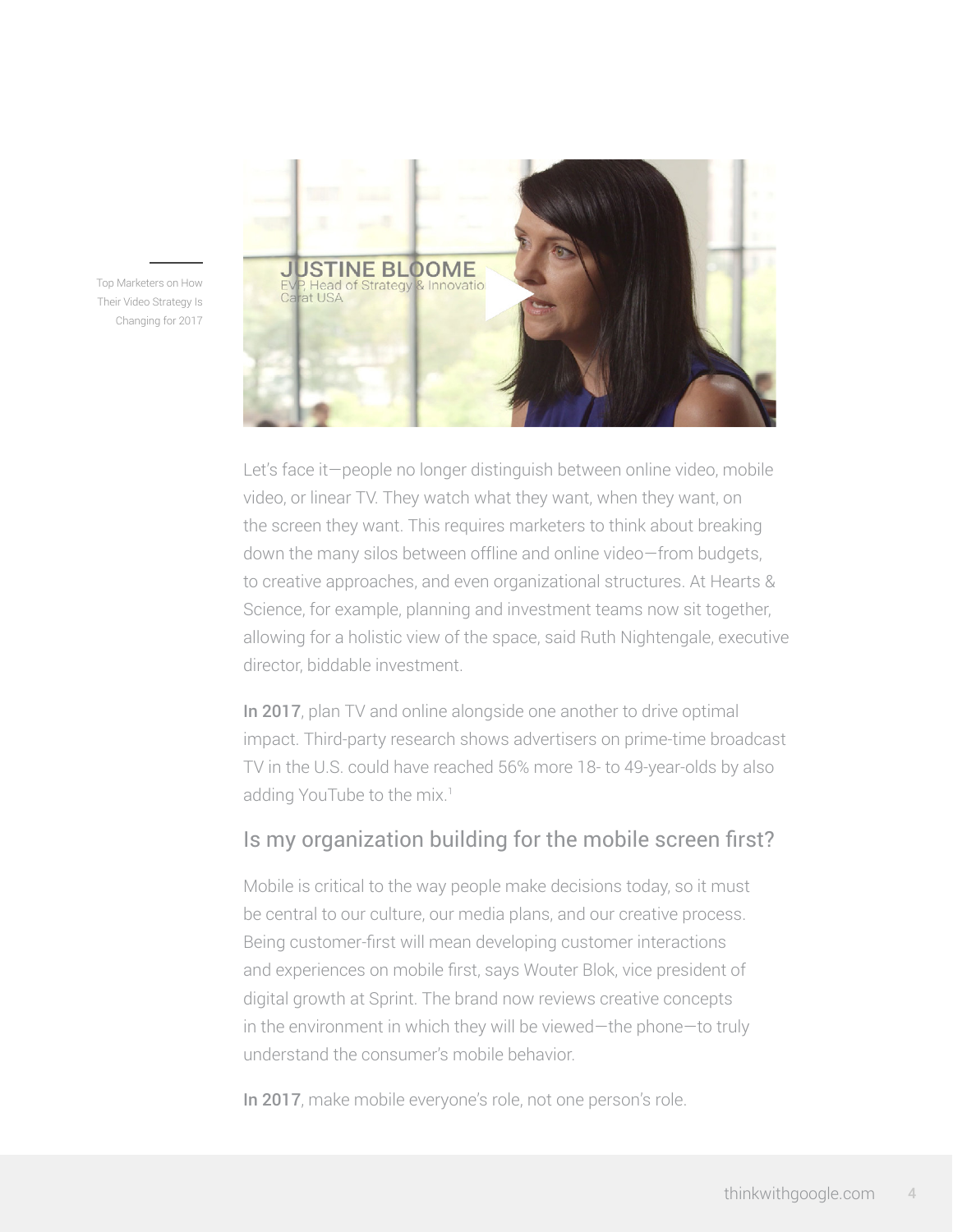Top Marketers on How Their Video Strategy Is Changing for 2017

Let's face it—people no longer distinguish between online video, mobile video, or linear TV. They watch what they want, when they want, on the screen they want. This requires marketers to think about breaking down the many silos between offline and online video—from budgets, to creative approaches, and even organizational structures. At Hearts & Science, for example, planning and investment teams now sit together, allowing for a holistic view of the space, said Ruth Nightengale, executive director, biddable investment.

**In 2017**, plan TV and online alongside one another to drive optimal impact. Third-party research shows advertisers on prime-time broadcast TV in the U.S. could have reached 56% more 18- to 49-year-olds by also adding YouTube to the mix.[1]

## Is my organization building for the mobile screen first?

Mobile is critical to the way people make decisions today, so it must be central to our culture, our media plans, and our creative process. Being customer-first will mean developing customer interactions and experiences on mobile first, says Wouter Blok, vice president of digital growth at Sprint. The brand now reviews creative concepts in the environment in which they will be viewed—the phone—to truly understand the consumer's mobile behavior.

**In 2017**, make mobile everyone's role, not one person's role.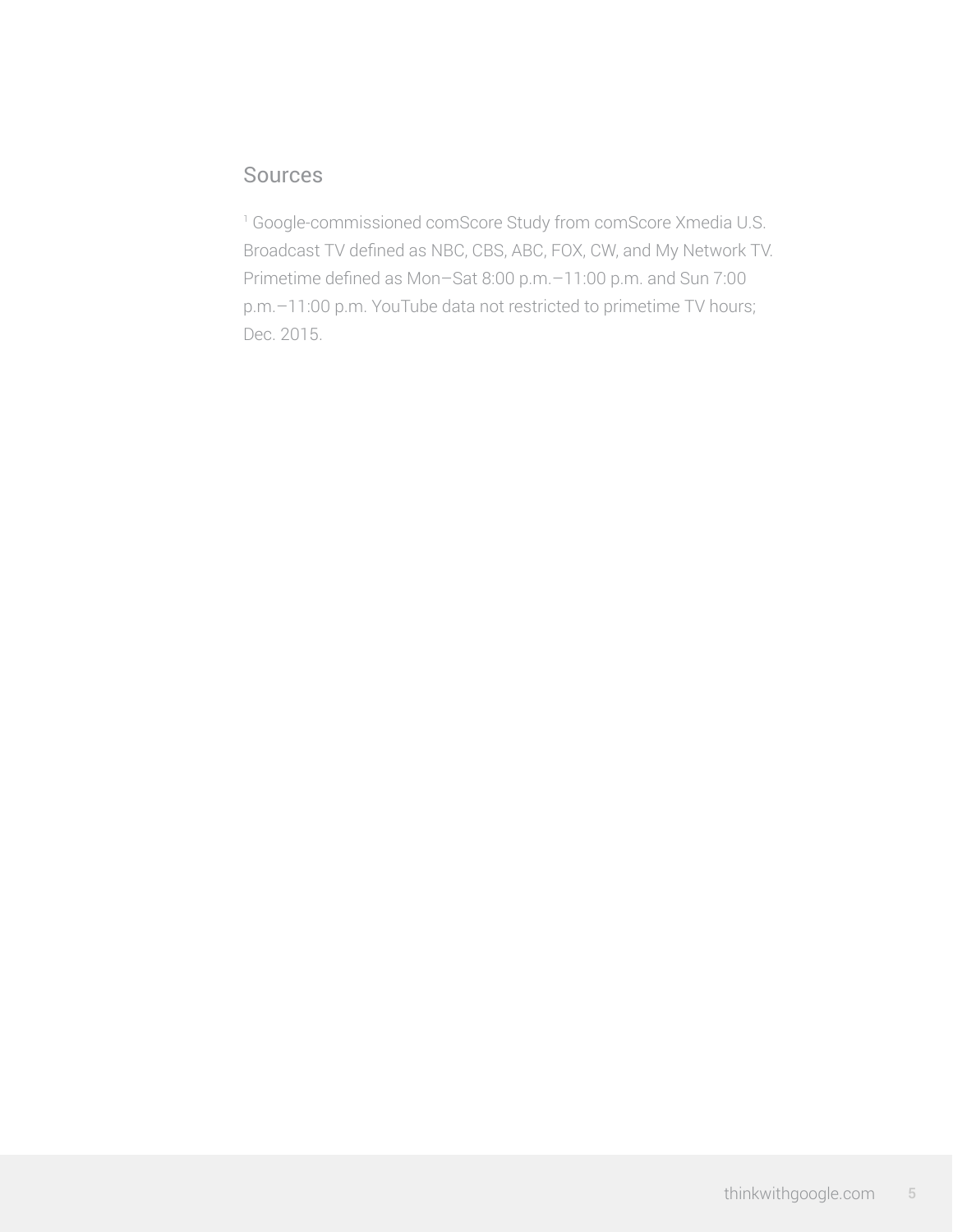## Sources

[1] Google-commissioned comScore Study from comScore Xmedia U.S. Broadcast TV defined as NBC, CBS, ABC, FOX, CW, and My Network TV. Primetime defined as Mon–Sat 8:00 p.m.–11:00 p.m. and Sun 7:00 p.m.–11:00 p.m. YouTube data not restricted to primetime TV hours; Dec. 2015.